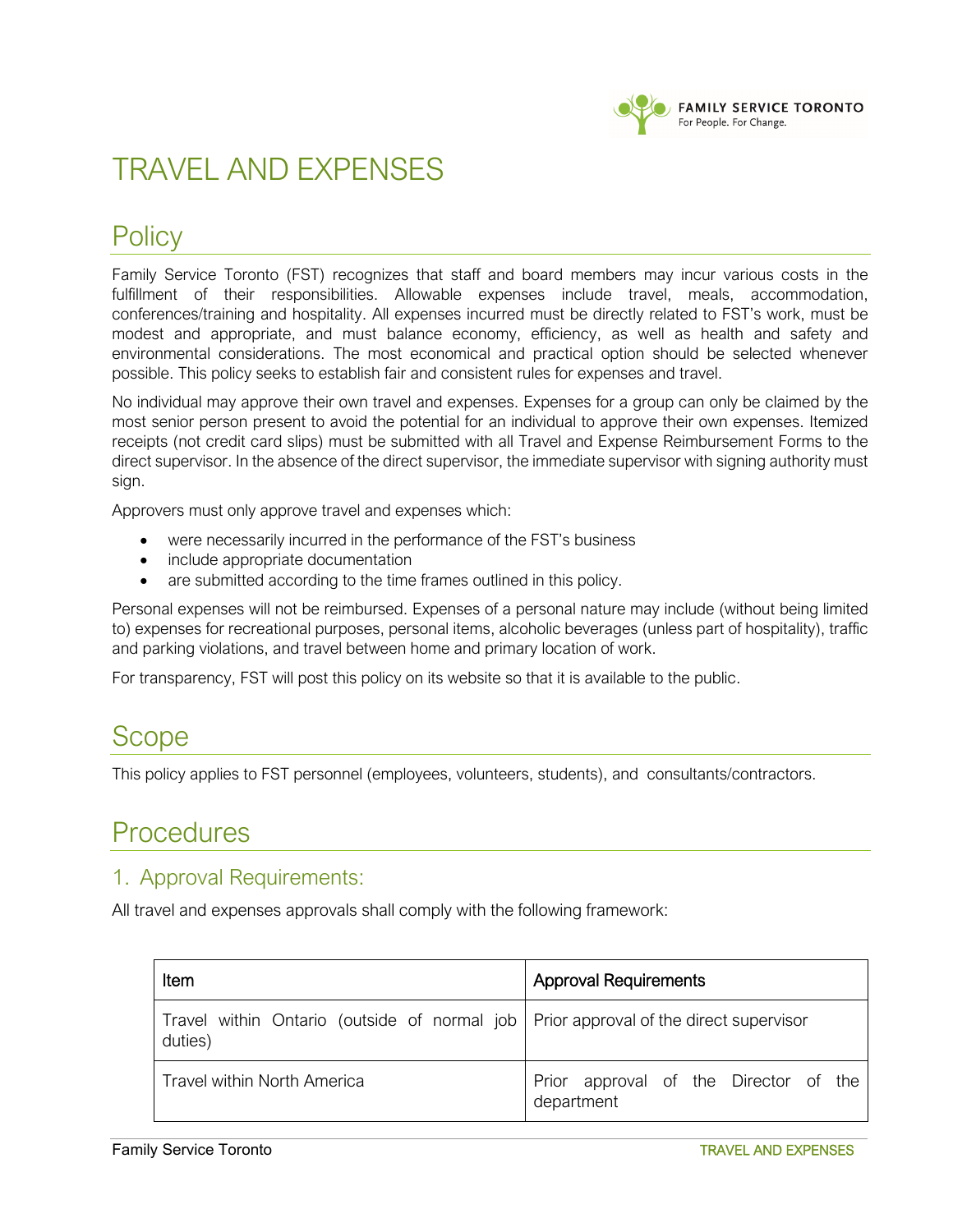# TRAVEL AND EXPENSES

## Policy

Family Service Toronto (FST) recognizes that staff and board members may incur various costs in the fulfillment of their responsibilities. Allowable expenses include travel, meals, accommodation, conferences/training and hospitality. All expenses incurred must be directly related to FST's work, must be modest and appropriate, and must balance economy, efficiency, as well as health and safety and environmental considerations. The most economical and practical option should be selected whenever possible. This policy seeks to establish fair and consistent rules for expenses and travel.

No individual may approve their own travel and expenses. Expenses for a group can only be claimed by the most senior person present to avoid the potential for an individual to approve their own expenses. Itemized receipts (not credit card slips) must be submitted with all Travel and Expense Reimbursement Forms to the direct supervisor. In the absence of the direct supervisor, the immediate supervisor with signing authority must sign.

Approvers must only approve travel and expenses which:

- were necessarily incurred in the performance of the FST's business
- include appropriate documentation
- are submitted according to the time frames outlined in this policy.

Personal expenses will not be reimbursed. Expenses of a personal nature may include (without being limited to) expenses for recreational purposes, personal items, alcoholic beverages (unless part of hospitality), traffic and parking violations, and travel between home and primary location of work.

For transparency, FST will post this policy on its website so that it is available to the public.

## Scope

This policy applies to FST personnel (employees, volunteers, students), and consultants/contractors.

## Procedures

### 1. Approval Requirements:

All travel and expenses approvals shall comply with the following framework:

| Item | Approval Requirements |
|---|---|
| Travel within Ontario (outside of normal job duties) | Prior approval of the direct supervisor |
| Travel within North America | Prior approval of the Director of the department |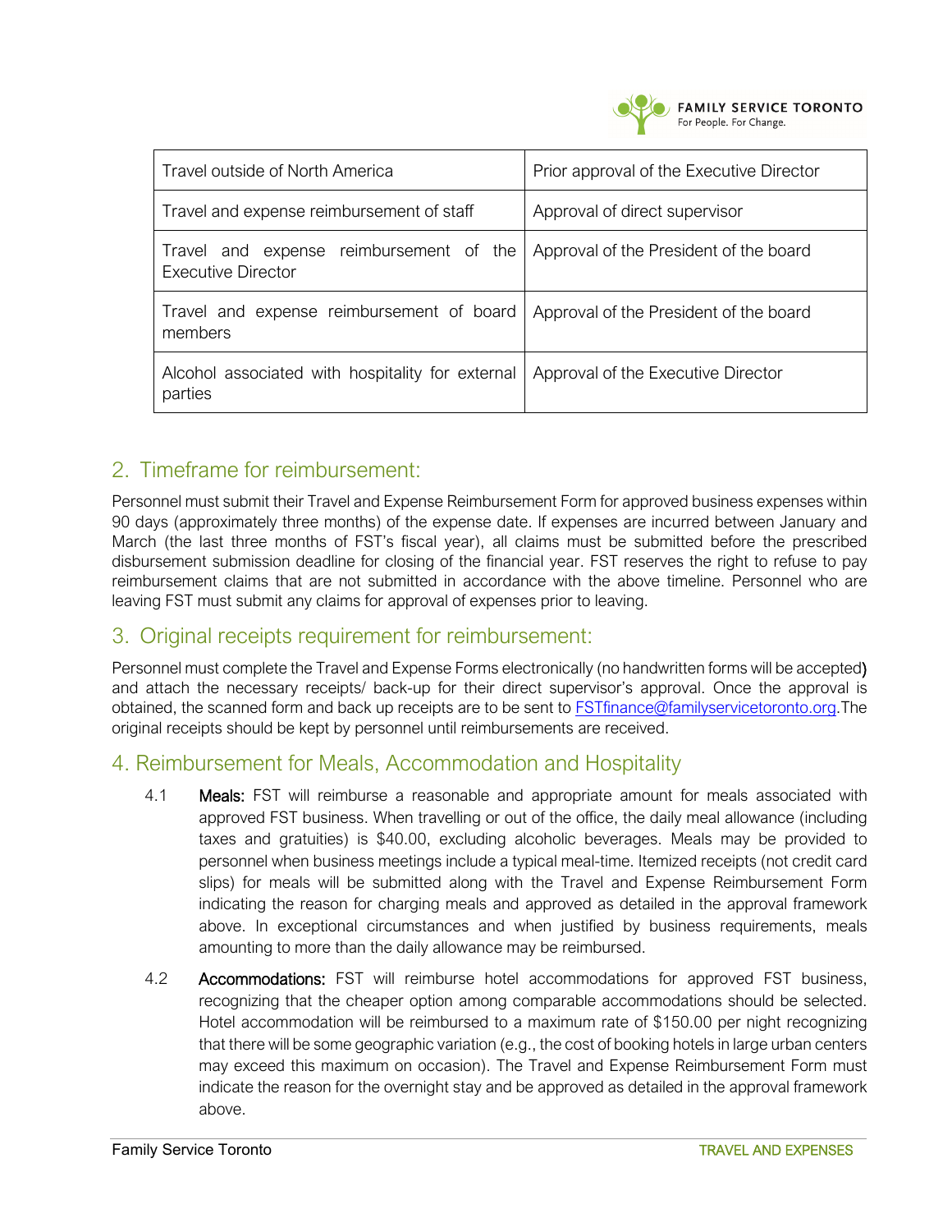| Travel outside of North America | Prior approval of the Executive Director |
|---|---|
| Travel and expense reimbursement of staff | Approval of direct supervisor |
| Travel and expense reimbursement of the Executive Director | Approval of the President of the board |
| Travel and expense reimbursement of board members | Approval of the President of the board |
| Alcohol associated with hospitality for external parties | Approval of the Executive Director |

## 2. Timeframe for reimbursement:

Personnel must submit their Travel and Expense Reimbursement Form for approved business expenses within 90 days (approximately three months) of the expense date. If expenses are incurred between January and March (the last three months of FST's fiscal year), all claims must be submitted before the prescribed disbursement submission deadline for closing of the financial year. FST reserves the right to refuse to pay reimbursement claims that are not submitted in accordance with the above timeline. Personnel who are leaving FST must submit any claims for approval of expenses prior to leaving.

## 3. Original receipts requirement for reimbursement:

Personnel must complete the Travel and Expense Forms electronically (no handwritten forms will be accepted) and attach the necessary receipts/ back-up for their direct supervisor's approval. Once the approval is obtained, the scanned form and back up receipts are to be sent to FSTfinance@familyservicetoronto.org.The original receipts should be kept by personnel until reimbursements are received.

## 4. Reimbursement for Meals, Accommodation and Hospitality

4.1 **Meals:** FST will reimburse a reasonable and appropriate amount for meals associated with approved FST business. When travelling or out of the office, the daily meal allowance (including taxes and gratuities) is $40.00, excluding alcoholic beverages. Meals may be provided to personnel when business meetings include a typical meal-time. Itemized receipts (not credit card slips) for meals will be submitted along with the Travel and Expense Reimbursement Form indicating the reason for charging meals and approved as detailed in the approval framework above. In exceptional circumstances and when justified by business requirements, meals amounting to more than the daily allowance may be reimbursed.

4.2 **Accommodations:** FST will reimburse hotel accommodations for approved FST business, recognizing that the cheaper option among comparable accommodations should be selected. Hotel accommodation will be reimbursed to a maximum rate of $150.00 per night recognizing that there will be some geographic variation (e.g., the cost of booking hotels in large urban centers may exceed this maximum on occasion). The Travel and Expense Reimbursement Form must indicate the reason for the overnight stay and be approved as detailed in the approval framework above.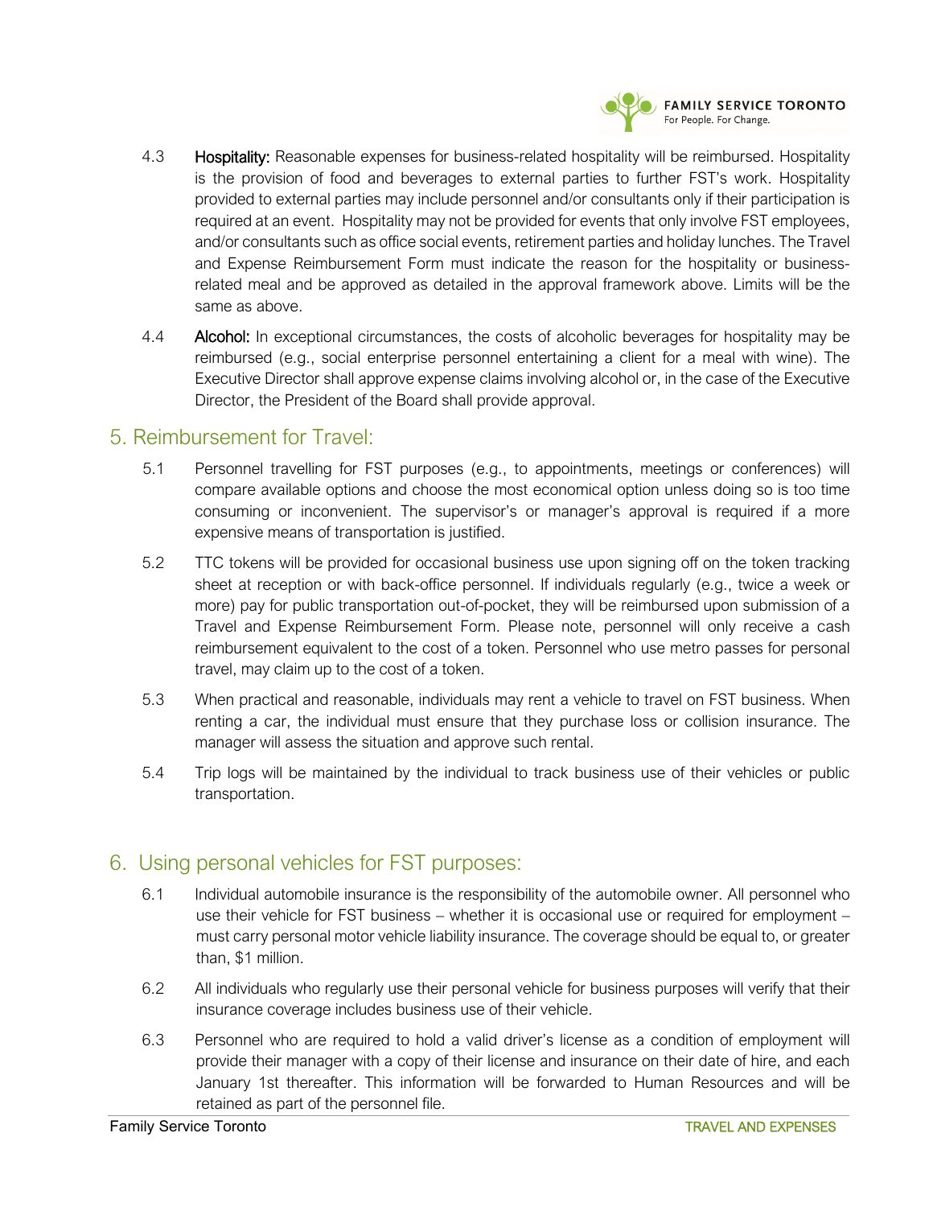4.3 **Hospitality:** Reasonable expenses for business-related hospitality will be reimbursed. Hospitality is the provision of food and beverages to external parties to further FST's work. Hospitality provided to external parties may include personnel and/or consultants only if their participation is required at an event. Hospitality may not be provided for events that only involve FST employees, and/or consultants such as office social events, retirement parties and holiday lunches. The Travel and Expense Reimbursement Form must indicate the reason for the hospitality or business-related meal and be approved as detailed in the approval framework above. Limits will be the same as above.

4.4 **Alcohol:** In exceptional circumstances, the costs of alcoholic beverages for hospitality may be reimbursed (e.g., social enterprise personnel entertaining a client for a meal with wine). The Executive Director shall approve expense claims involving alcohol or, in the case of the Executive Director, the President of the Board shall provide approval.

## 5. Reimbursement for Travel:

5.1 Personnel travelling for FST purposes (e.g., to appointments, meetings or conferences) will compare available options and choose the most economical option unless doing so is too time consuming or inconvenient. The supervisor's or manager's approval is required if a more expensive means of transportation is justified.

5.2 TTC tokens will be provided for occasional business use upon signing off on the token tracking sheet at reception or with back-office personnel. If individuals regularly (e.g., twice a week or more) pay for public transportation out-of-pocket, they will be reimbursed upon submission of a Travel and Expense Reimbursement Form. Please note, personnel will only receive a cash reimbursement equivalent to the cost of a token. Personnel who use metro passes for personal travel, may claim up to the cost of a token.

5.3 When practical and reasonable, individuals may rent a vehicle to travel on FST business. When renting a car, the individual must ensure that they purchase loss or collision insurance. The manager will assess the situation and approve such rental.

5.4 Trip logs will be maintained by the individual to track business use of their vehicles or public transportation.

## 6. Using personal vehicles for FST purposes:

6.1 Individual automobile insurance is the responsibility of the automobile owner. All personnel who use their vehicle for FST business – whether it is occasional use or required for employment – must carry personal motor vehicle liability insurance. The coverage should be equal to, or greater than, $1 million.

6.2 All individuals who regularly use their personal vehicle for business purposes will verify that their insurance coverage includes business use of their vehicle.

6.3 Personnel who are required to hold a valid driver's license as a condition of employment will provide their manager with a copy of their license and insurance on their date of hire, and each January 1st thereafter. This information will be forwarded to Human Resources and will be retained as part of the personnel file.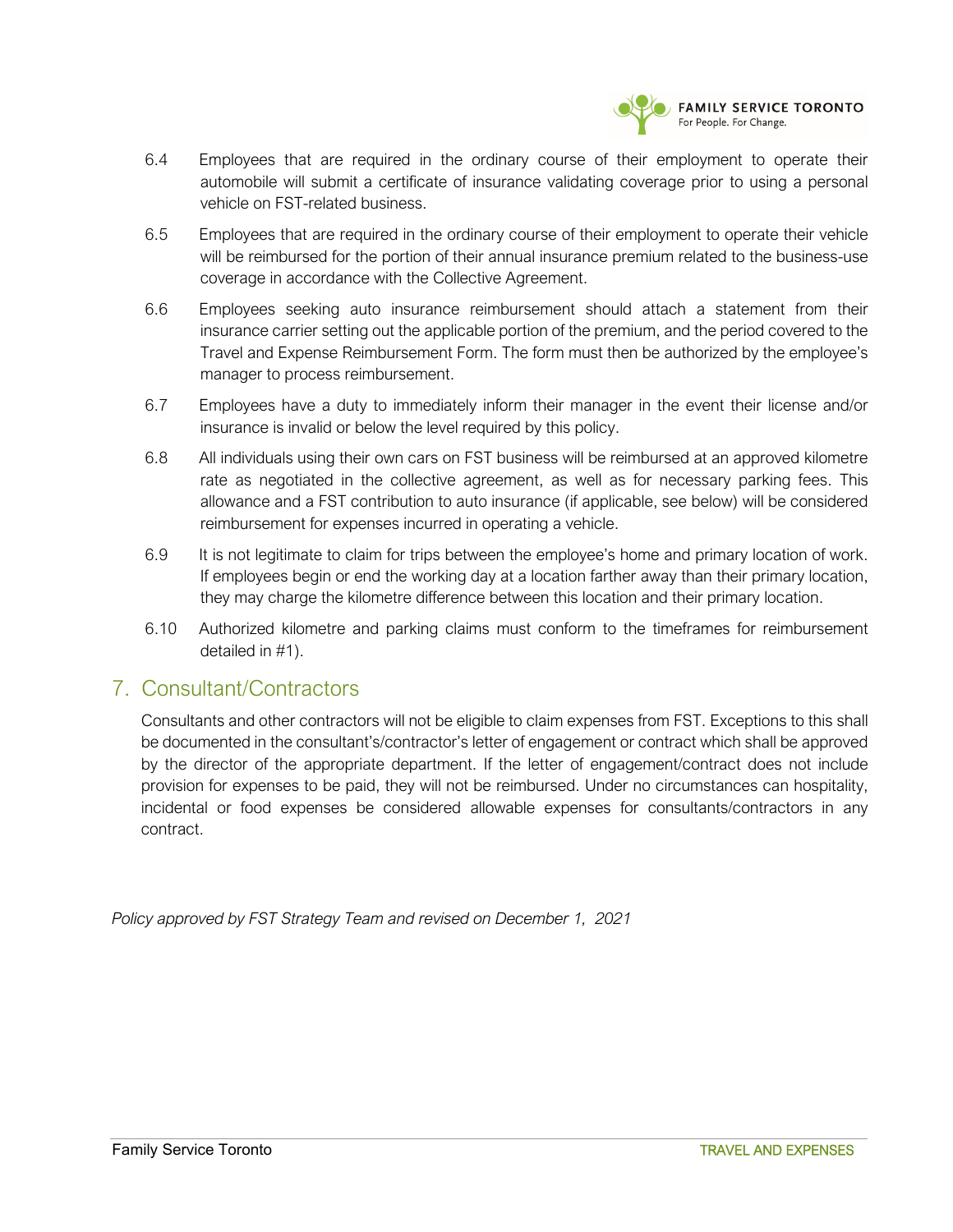6.4 Employees that are required in the ordinary course of their employment to operate their automobile will submit a certificate of insurance validating coverage prior to using a personal vehicle on FST-related business.

6.5 Employees that are required in the ordinary course of their employment to operate their vehicle will be reimbursed for the portion of their annual insurance premium related to the business-use coverage in accordance with the Collective Agreement.

6.6 Employees seeking auto insurance reimbursement should attach a statement from their insurance carrier setting out the applicable portion of the premium, and the period covered to the Travel and Expense Reimbursement Form. The form must then be authorized by the employee's manager to process reimbursement.

6.7 Employees have a duty to immediately inform their manager in the event their license and/or insurance is invalid or below the level required by this policy.

6.8 All individuals using their own cars on FST business will be reimbursed at an approved kilometre rate as negotiated in the collective agreement, as well as for necessary parking fees. This allowance and a FST contribution to auto insurance (if applicable, see below) will be considered reimbursement for expenses incurred in operating a vehicle.

6.9 It is not legitimate to claim for trips between the employee's home and primary location of work. If employees begin or end the working day at a location farther away than their primary location, they may charge the kilometre difference between this location and their primary location.

6.10 Authorized kilometre and parking claims must conform to the timeframes for reimbursement detailed in #1).

## 7. Consultant/Contractors

Consultants and other contractors will not be eligible to claim expenses from FST. Exceptions to this shall be documented in the consultant's/contractor's letter of engagement or contract which shall be approved by the director of the appropriate department. If the letter of engagement/contract does not include provision for expenses to be paid, they will not be reimbursed. Under no circumstances can hospitality, incidental or food expenses be considered allowable expenses for consultants/contractors in any contract.

*Policy approved by FST Strategy Team and revised on December 1, 2021*